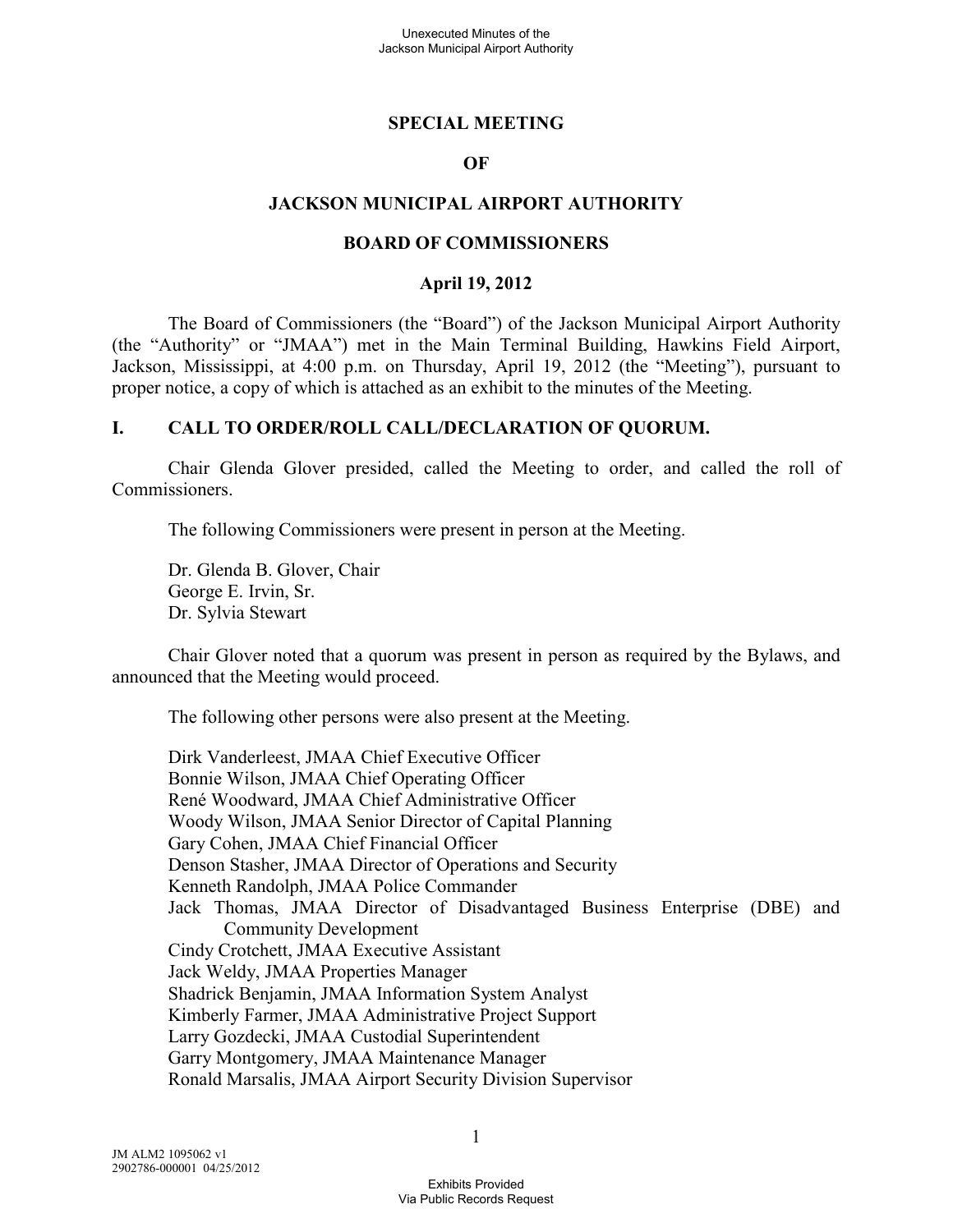# SPECIAL MEETING

# OF

# JACKSON MUNICIPAL AIRPORT AUTHORITY

# BOARD OF COMMISSIONERS

## April 19, 2012

The Board of Commissioners (the "Board") of the Jackson Municipal Airport Authority (the "Authority" or "JMAA") met in the Main Terminal Building, Hawkins Field Airport, Jackson, Mississippi, at 4:00 p.m. on Thursday, April 19, 2012 (the "Meeting"), pursuant to proper notice, a copy of which is attached as an exhibit to the minutes of the Meeting.

## I. CALL TO ORDER/ROLL CALL/DECLARATION OF QUORUM.

Chair Glenda Glover presided, called the Meeting to order, and called the roll of Commissioners.

The following Commissioners were present in person at the Meeting.

Dr. Glenda B. Glover, Chair
George E. Irvin, Sr.
Dr. Sylvia Stewart

Chair Glover noted that a quorum was present in person as required by the Bylaws, and announced that the Meeting would proceed.

The following other persons were also present at the Meeting.

Dirk Vanderleest, JMAA Chief Executive Officer
Bonnie Wilson, JMAA Chief Operating Officer
René Woodward, JMAA Chief Administrative Officer
Woody Wilson, JMAA Senior Director of Capital Planning
Gary Cohen, JMAA Chief Financial Officer
Denson Stasher, JMAA Director of Operations and Security
Kenneth Randolph, JMAA Police Commander
Jack Thomas, JMAA Director of Disadvantaged Business Enterprise (DBE) and Community Development
Cindy Crotchett, JMAA Executive Assistant
Jack Weldy, JMAA Properties Manager
Shadrick Benjamin, JMAA Information System Analyst
Kimberly Farmer, JMAA Administrative Project Support
Larry Gozdecki, JMAA Custodial Superintendent
Garry Montgomery, JMAA Maintenance Manager
Ronald Marsalis, JMAA Airport Security Division Supervisor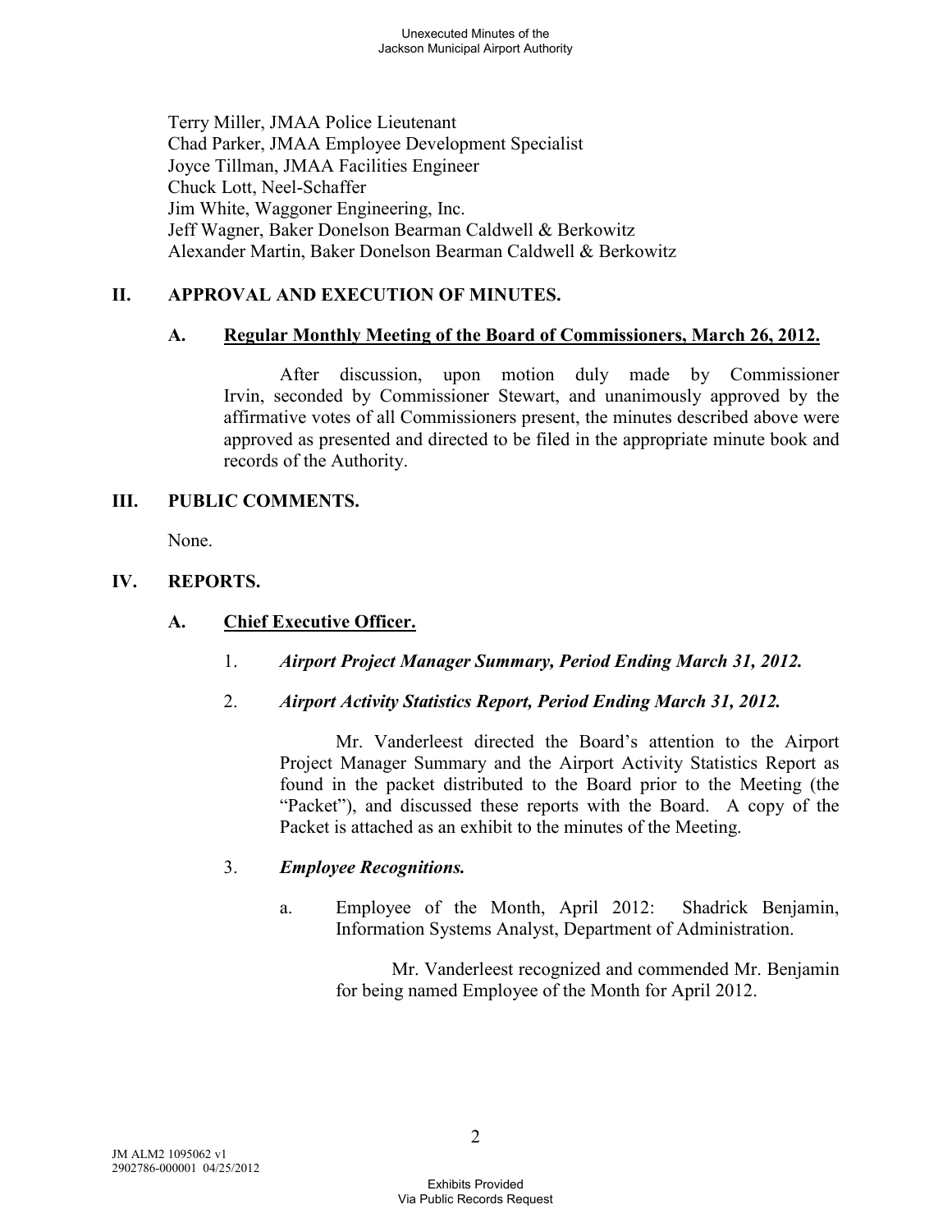Terry Miller, JMAA Police Lieutenant
Chad Parker, JMAA Employee Development Specialist
Joyce Tillman, JMAA Facilities Engineer
Chuck Lott, Neel-Schaffer
Jim White, Waggoner Engineering, Inc.
Jeff Wagner, Baker Donelson Bearman Caldwell & Berkowitz
Alexander Martin, Baker Donelson Bearman Caldwell & Berkowitz

## II. APPROVAL AND EXECUTION OF MINUTES.

### A. Regular Monthly Meeting of the Board of Commissioners, March 26, 2012.

After discussion, upon motion duly made by Commissioner Irvin, seconded by Commissioner Stewart, and unanimously approved by the affirmative votes of all Commissioners present, the minutes described above were approved as presented and directed to be filed in the appropriate minute book and records of the Authority.

## III. PUBLIC COMMENTS.

None.

## IV. REPORTS.

### A. Chief Executive Officer.

1. ***Airport Project Manager Summary, Period Ending March 31, 2012.***

2. ***Airport Activity Statistics Report, Period Ending March 31, 2012.***

   Mr. Vanderleest directed the Board's attention to the Airport Project Manager Summary and the Airport Activity Statistics Report as found in the packet distributed to the Board prior to the Meeting (the "Packet"), and discussed these reports with the Board. A copy of the Packet is attached as an exhibit to the minutes of the Meeting.

3. ***Employee Recognitions.***

   a. Employee of the Month, April 2012: Shadrick Benjamin, Information Systems Analyst, Department of Administration.

      Mr. Vanderleest recognized and commended Mr. Benjamin for being named Employee of the Month for April 2012.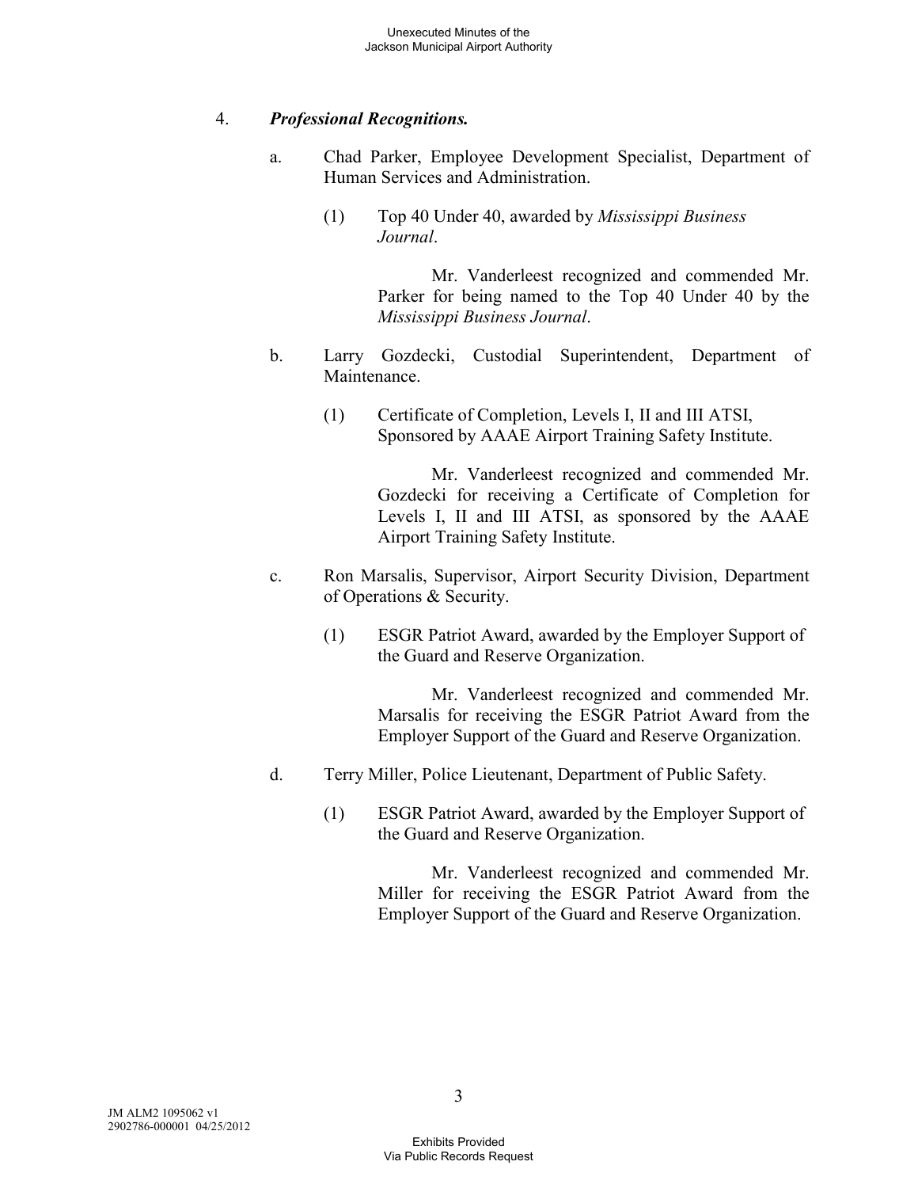4. ***Professional Recognitions.***

   a. Chad Parker, Employee Development Specialist, Department of Human Services and Administration.

      (1) Top 40 Under 40, awarded by *Mississippi Business Journal*.

         Mr. Vanderleest recognized and commended Mr. Parker for being named to the Top 40 Under 40 by the *Mississippi Business Journal*.

   b. Larry Gozdecki, Custodial Superintendent, Department of Maintenance.

      (1) Certificate of Completion, Levels I, II and III ATSI, Sponsored by AAAE Airport Training Safety Institute.

         Mr. Vanderleest recognized and commended Mr. Gozdecki for receiving a Certificate of Completion for Levels I, II and III ATSI, as sponsored by the AAAE Airport Training Safety Institute.

   c. Ron Marsalis, Supervisor, Airport Security Division, Department of Operations & Security.

      (1) ESGR Patriot Award, awarded by the Employer Support of the Guard and Reserve Organization.

         Mr. Vanderleest recognized and commended Mr. Marsalis for receiving the ESGR Patriot Award from the Employer Support of the Guard and Reserve Organization.

   d. Terry Miller, Police Lieutenant, Department of Public Safety.

      (1) ESGR Patriot Award, awarded by the Employer Support of the Guard and Reserve Organization.

         Mr. Vanderleest recognized and commended Mr. Miller for receiving the ESGR Patriot Award from the Employer Support of the Guard and Reserve Organization.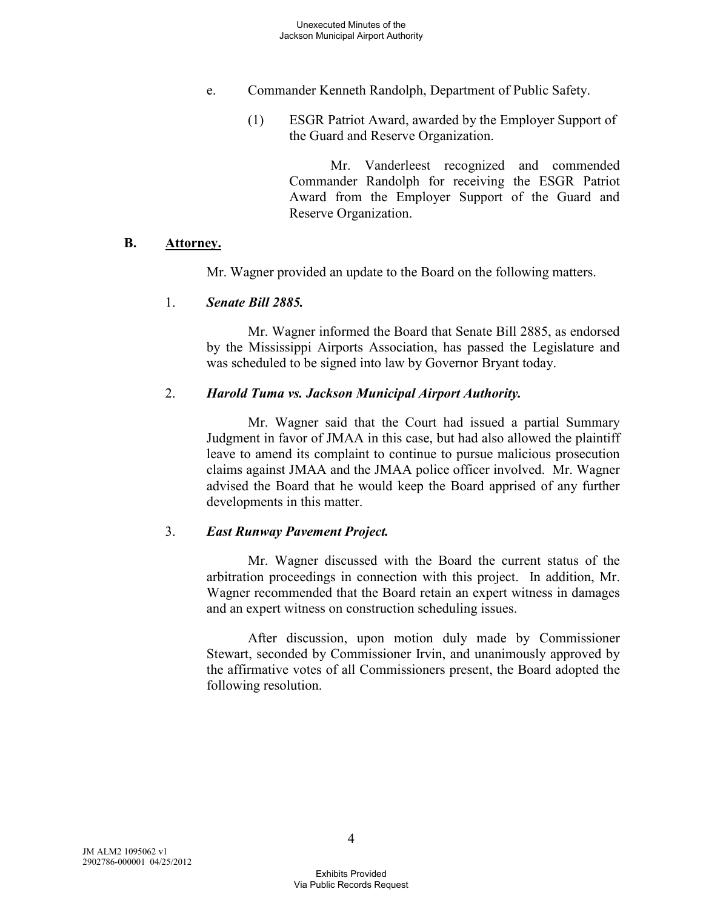e. Commander Kenneth Randolph, Department of Public Safety.

(1) ESGR Patriot Award, awarded by the Employer Support of the Guard and Reserve Organization.

Mr. Vanderleest recognized and commended Commander Randolph for receiving the ESGR Patriot Award from the Employer Support of the Guard and Reserve Organization.

## B. Attorney.

Mr. Wagner provided an update to the Board on the following matters.

1. ***Senate Bill 2885.***

Mr. Wagner informed the Board that Senate Bill 2885, as endorsed by the Mississippi Airports Association, has passed the Legislature and was scheduled to be signed into law by Governor Bryant today.

2. ***Harold Tuma vs. Jackson Municipal Airport Authority.***

Mr. Wagner said that the Court had issued a partial Summary Judgment in favor of JMAA in this case, but had also allowed the plaintiff leave to amend its complaint to continue to pursue malicious prosecution claims against JMAA and the JMAA police officer involved. Mr. Wagner advised the Board that he would keep the Board apprised of any further developments in this matter.

3. ***East Runway Pavement Project.***

Mr. Wagner discussed with the Board the current status of the arbitration proceedings in connection with this project. In addition, Mr. Wagner recommended that the Board retain an expert witness in damages and an expert witness on construction scheduling issues.

After discussion, upon motion duly made by Commissioner Stewart, seconded by Commissioner Irvin, and unanimously approved by the affirmative votes of all Commissioners present, the Board adopted the following resolution.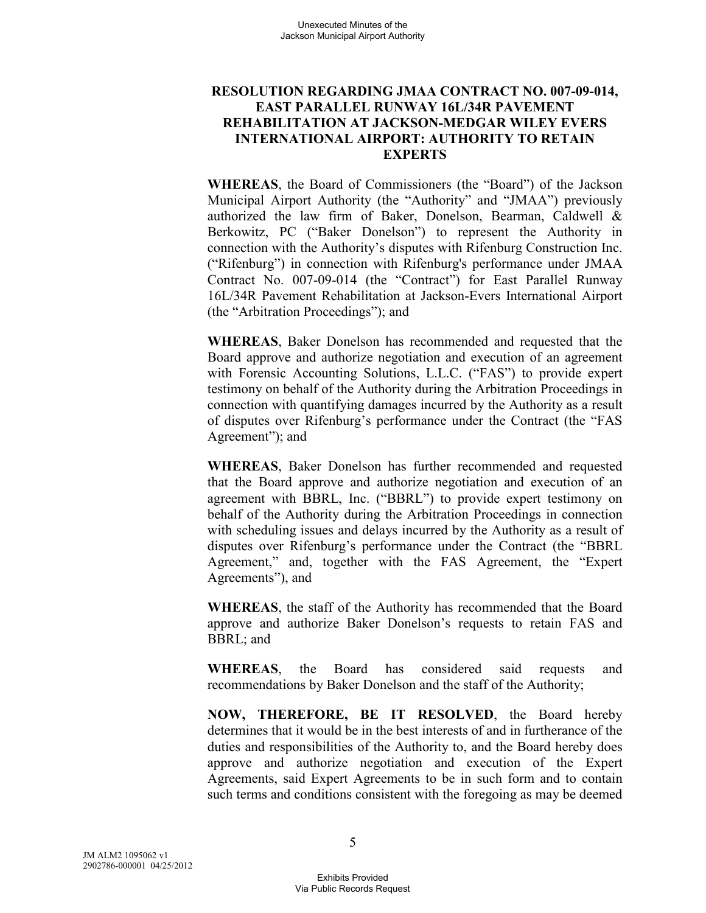## RESOLUTION REGARDING JMAA CONTRACT NO. 007-09-014, EAST PARALLEL RUNWAY 16L/34R PAVEMENT REHABILITATION AT JACKSON-MEDGAR WILEY EVERS INTERNATIONAL AIRPORT: AUTHORITY TO RETAIN EXPERTS

**WHEREAS**, the Board of Commissioners (the "Board") of the Jackson Municipal Airport Authority (the "Authority" and "JMAA") previously authorized the law firm of Baker, Donelson, Bearman, Caldwell & Berkowitz, PC ("Baker Donelson") to represent the Authority in connection with the Authority's disputes with Rifenburg Construction Inc. ("Rifenburg") in connection with Rifenburg's performance under JMAA Contract No. 007-09-014 (the "Contract") for East Parallel Runway 16L/34R Pavement Rehabilitation at Jackson-Evers International Airport (the "Arbitration Proceedings"); and

**WHEREAS**, Baker Donelson has recommended and requested that the Board approve and authorize negotiation and execution of an agreement with Forensic Accounting Solutions, L.L.C. ("FAS") to provide expert testimony on behalf of the Authority during the Arbitration Proceedings in connection with quantifying damages incurred by the Authority as a result of disputes over Rifenburg's performance under the Contract (the "FAS Agreement"); and

**WHEREAS**, Baker Donelson has further recommended and requested that the Board approve and authorize negotiation and execution of an agreement with BBRL, Inc. ("BBRL") to provide expert testimony on behalf of the Authority during the Arbitration Proceedings in connection with scheduling issues and delays incurred by the Authority as a result of disputes over Rifenburg's performance under the Contract (the "BBRL Agreement," and, together with the FAS Agreement, the "Expert Agreements"), and

**WHEREAS**, the staff of the Authority has recommended that the Board approve and authorize Baker Donelson's requests to retain FAS and BBRL; and

**WHEREAS**, the Board has considered said requests and recommendations by Baker Donelson and the staff of the Authority;

**NOW, THEREFORE, BE IT RESOLVED**, the Board hereby determines that it would be in the best interests of and in furtherance of the duties and responsibilities of the Authority to, and the Board hereby does approve and authorize negotiation and execution of the Expert Agreements, said Expert Agreements to be in such form and to contain such terms and conditions consistent with the foregoing as may be deemed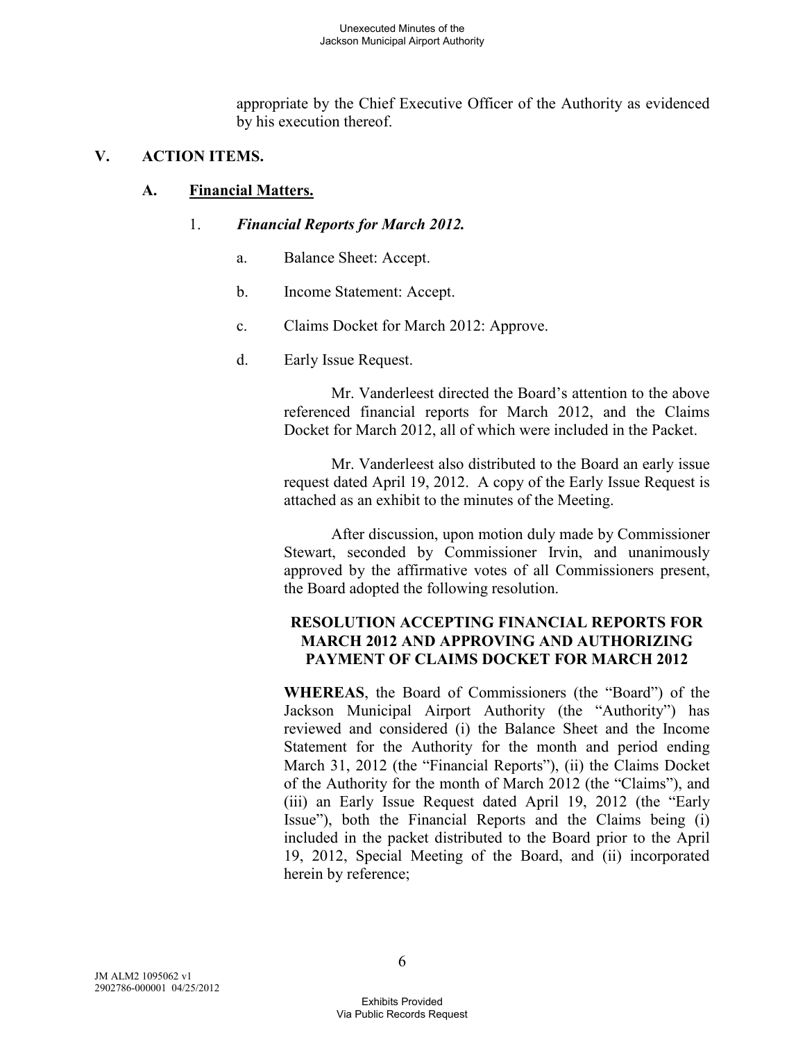appropriate by the Chief Executive Officer of the Authority as evidenced by his execution thereof.

## V. ACTION ITEMS.

### A. Financial Matters.

1. ***Financial Reports for March 2012.***

   a. Balance Sheet: Accept.

   b. Income Statement: Accept.

   c. Claims Docket for March 2012: Approve.

   d. Early Issue Request.

Mr. Vanderleest directed the Board's attention to the above referenced financial reports for March 2012, and the Claims Docket for March 2012, all of which were included in the Packet.

Mr. Vanderleest also distributed to the Board an early issue request dated April 19, 2012. A copy of the Early Issue Request is attached as an exhibit to the minutes of the Meeting.

After discussion, upon motion duly made by Commissioner Stewart, seconded by Commissioner Irvin, and unanimously approved by the affirmative votes of all Commissioners present, the Board adopted the following resolution.

**RESOLUTION ACCEPTING FINANCIAL REPORTS FOR MARCH 2012 AND APPROVING AND AUTHORIZING PAYMENT OF CLAIMS DOCKET FOR MARCH 2012**

**WHEREAS**, the Board of Commissioners (the "Board") of the Jackson Municipal Airport Authority (the "Authority") has reviewed and considered (i) the Balance Sheet and the Income Statement for the Authority for the month and period ending March 31, 2012 (the "Financial Reports"), (ii) the Claims Docket of the Authority for the month of March 2012 (the "Claims"), and (iii) an Early Issue Request dated April 19, 2012 (the "Early Issue"), both the Financial Reports and the Claims being (i) included in the packet distributed to the Board prior to the April 19, 2012, Special Meeting of the Board, and (ii) incorporated herein by reference;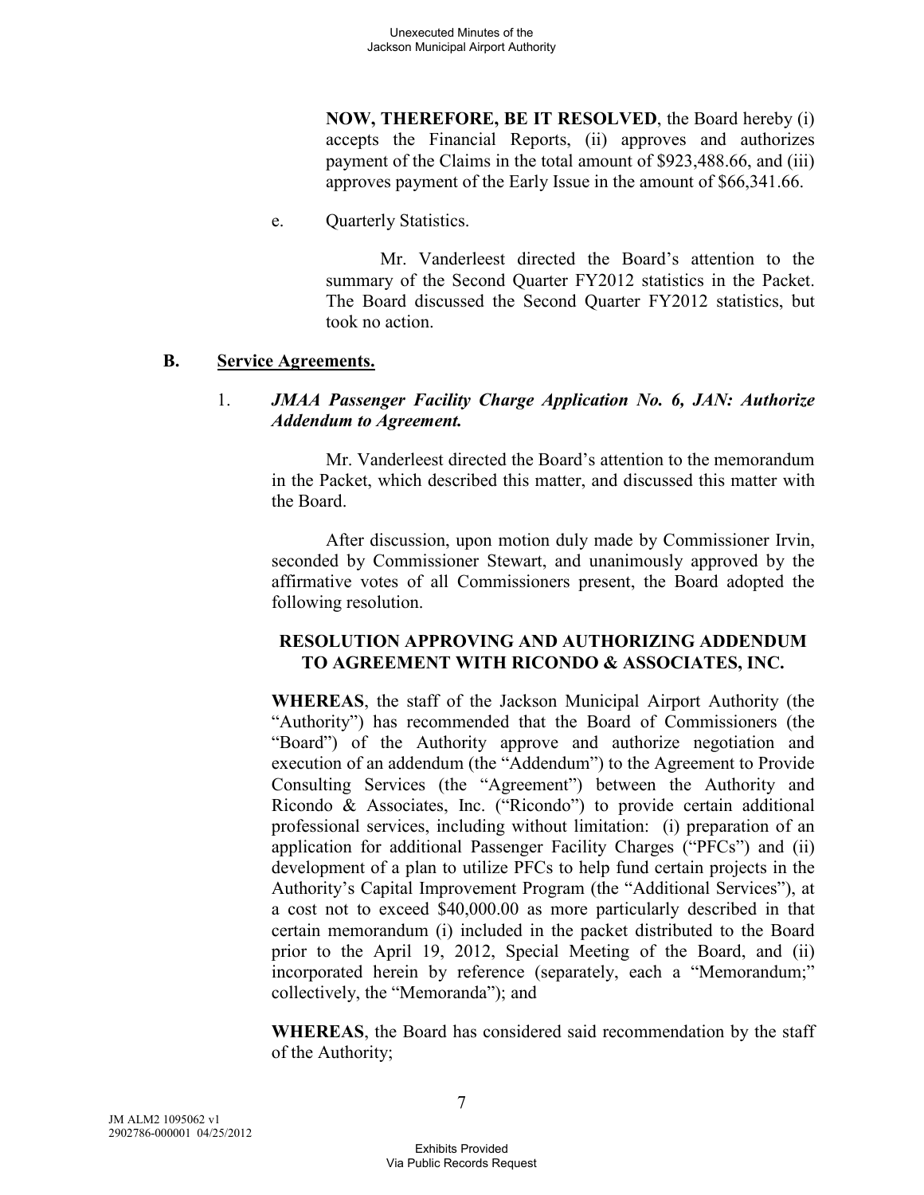**NOW, THEREFORE, BE IT RESOLVED**, the Board hereby (i) accepts the Financial Reports, (ii) approves and authorizes payment of the Claims in the total amount of $923,488.66, and (iii) approves payment of the Early Issue in the amount of $66,341.66.

e. Quarterly Statistics.

Mr. Vanderleest directed the Board's attention to the summary of the Second Quarter FY2012 statistics in the Packet. The Board discussed the Second Quarter FY2012 statistics, but took no action.

**B. Service Agreements.**

1. ***JMAA Passenger Facility Charge Application No. 6, JAN: Authorize Addendum to Agreement.***

Mr. Vanderleest directed the Board's attention to the memorandum in the Packet, which described this matter, and discussed this matter with the Board.

After discussion, upon motion duly made by Commissioner Irvin, seconded by Commissioner Stewart, and unanimously approved by the affirmative votes of all Commissioners present, the Board adopted the following resolution.

**RESOLUTION APPROVING AND AUTHORIZING ADDENDUM TO AGREEMENT WITH RICONDO & ASSOCIATES, INC.**

**WHEREAS**, the staff of the Jackson Municipal Airport Authority (the "Authority") has recommended that the Board of Commissioners (the "Board") of the Authority approve and authorize negotiation and execution of an addendum (the "Addendum") to the Agreement to Provide Consulting Services (the "Agreement") between the Authority and Ricondo & Associates, Inc. ("Ricondo") to provide certain additional professional services, including without limitation: (i) preparation of an application for additional Passenger Facility Charges ("PFCs") and (ii) development of a plan to utilize PFCs to help fund certain projects in the Authority's Capital Improvement Program (the "Additional Services"), at a cost not to exceed $40,000.00 as more particularly described in that certain memorandum (i) included in the packet distributed to the Board prior to the April 19, 2012, Special Meeting of the Board, and (ii) incorporated herein by reference (separately, each a "Memorandum;" collectively, the "Memoranda"); and

**WHEREAS**, the Board has considered said recommendation by the staff of the Authority;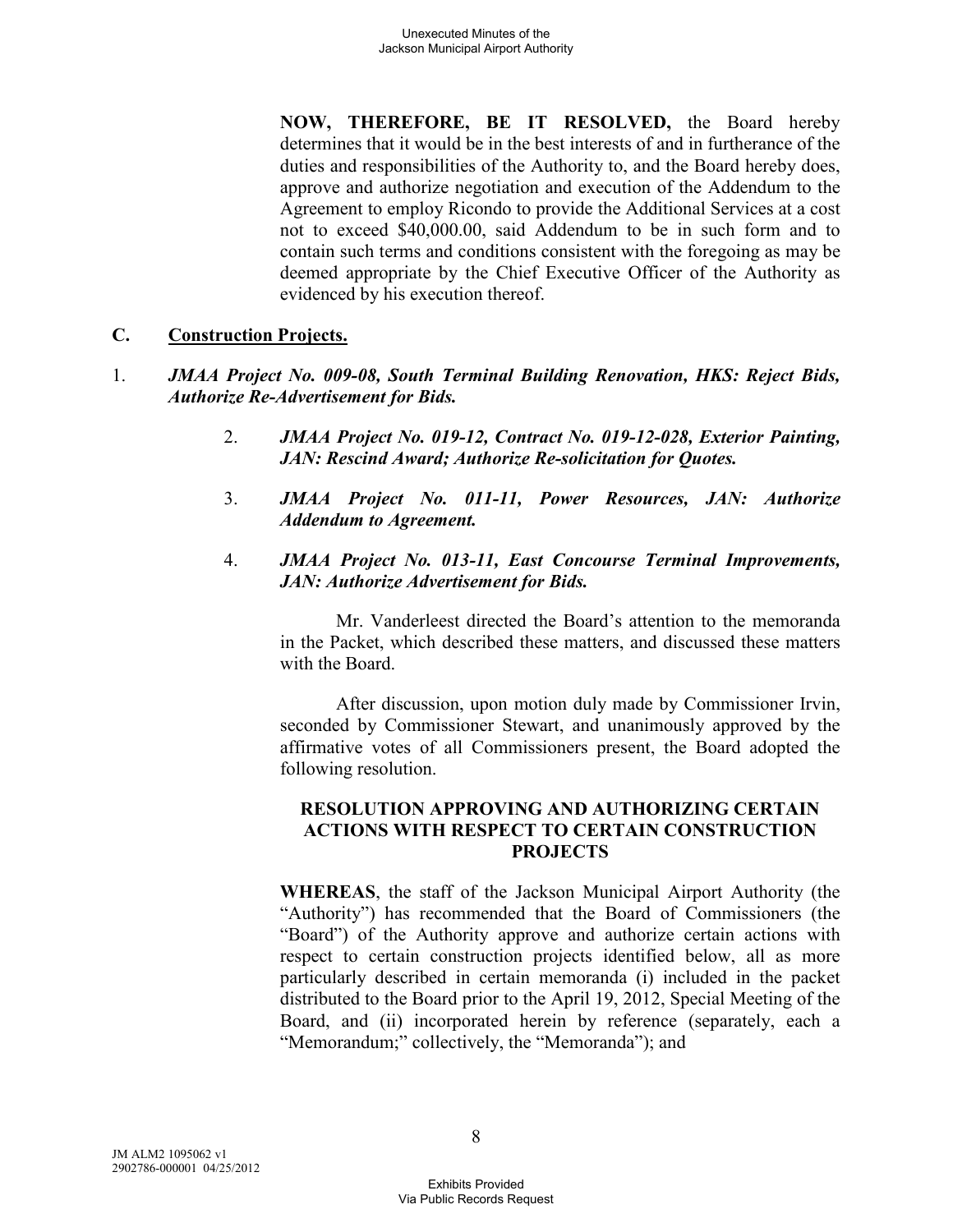**NOW, THEREFORE, BE IT RESOLVED,** the Board hereby determines that it would be in the best interests of and in furtherance of the duties and responsibilities of the Authority to, and the Board hereby does, approve and authorize negotiation and execution of the Addendum to the Agreement to employ Ricondo to provide the Additional Services at a cost not to exceed $40,000.00, said Addendum to be in such form and to contain such terms and conditions consistent with the foregoing as may be deemed appropriate by the Chief Executive Officer of the Authority as evidenced by his execution thereof.

## C. Construction Projects.

1. ***JMAA Project No. 009-08, South Terminal Building Renovation, HKS: Reject Bids, Authorize Re-Advertisement for Bids.***

2. ***JMAA Project No. 019-12, Contract No. 019-12-028, Exterior Painting, JAN: Rescind Award; Authorize Re-solicitation for Quotes.***

3. ***JMAA Project No. 011-11, Power Resources, JAN: Authorize Addendum to Agreement.***

4. ***JMAA Project No. 013-11, East Concourse Terminal Improvements, JAN: Authorize Advertisement for Bids.***

Mr. Vanderleest directed the Board's attention to the memoranda in the Packet, which described these matters, and discussed these matters with the Board.

After discussion, upon motion duly made by Commissioner Irvin, seconded by Commissioner Stewart, and unanimously approved by the affirmative votes of all Commissioners present, the Board adopted the following resolution.

**RESOLUTION APPROVING AND AUTHORIZING CERTAIN ACTIONS WITH RESPECT TO CERTAIN CONSTRUCTION PROJECTS**

**WHEREAS**, the staff of the Jackson Municipal Airport Authority (the "Authority") has recommended that the Board of Commissioners (the "Board") of the Authority approve and authorize certain actions with respect to certain construction projects identified below, all as more particularly described in certain memoranda (i) included in the packet distributed to the Board prior to the April 19, 2012, Special Meeting of the Board, and (ii) incorporated herein by reference (separately, each a "Memorandum;" collectively, the "Memoranda"); and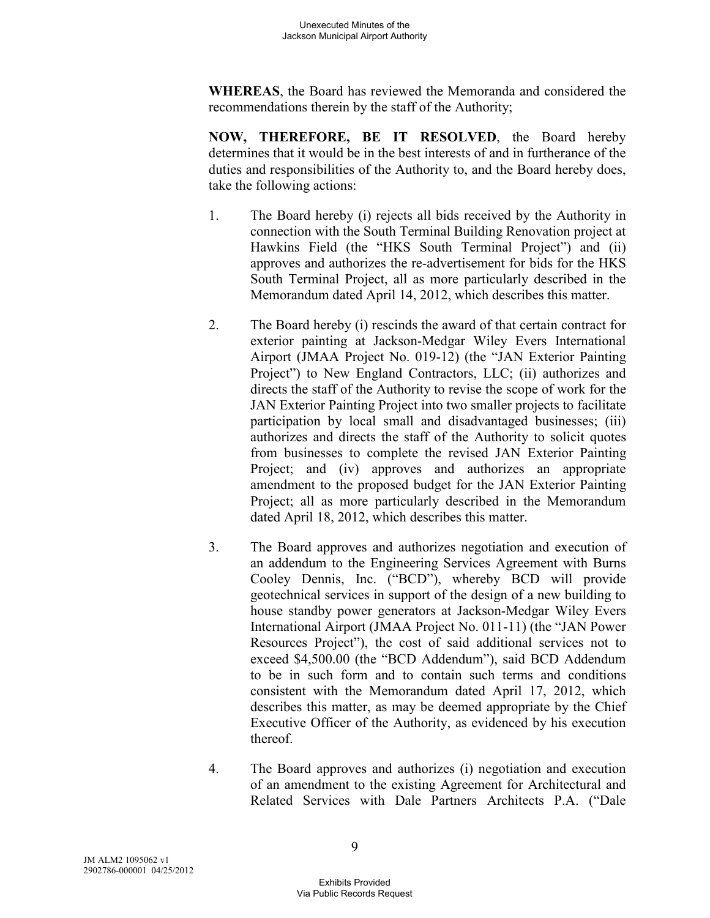**WHEREAS**, the Board has reviewed the Memoranda and considered the recommendations therein by the staff of the Authority;

**NOW, THEREFORE, BE IT RESOLVED**, the Board hereby determines that it would be in the best interests of and in furtherance of the duties and responsibilities of the Authority to, and the Board hereby does, take the following actions:

1. The Board hereby (i) rejects all bids received by the Authority in connection with the South Terminal Building Renovation project at Hawkins Field (the "HKS South Terminal Project") and (ii) approves and authorizes the re-advertisement for bids for the HKS South Terminal Project, all as more particularly described in the Memorandum dated April 14, 2012, which describes this matter.

2. The Board hereby (i) rescinds the award of that certain contract for exterior painting at Jackson-Medgar Wiley Evers International Airport (JMAA Project No. 019-12) (the "JAN Exterior Painting Project") to New England Contractors, LLC; (ii) authorizes and directs the staff of the Authority to revise the scope of work for the JAN Exterior Painting Project into two smaller projects to facilitate participation by local small and disadvantaged businesses; (iii) authorizes and directs the staff of the Authority to solicit quotes from businesses to complete the revised JAN Exterior Painting Project; and (iv) approves and authorizes an appropriate amendment to the proposed budget for the JAN Exterior Painting Project; all as more particularly described in the Memorandum dated April 18, 2012, which describes this matter.

3. The Board approves and authorizes negotiation and execution of an addendum to the Engineering Services Agreement with Burns Cooley Dennis, Inc. ("BCD"), whereby BCD will provide geotechnical services in support of the design of a new building to house standby power generators at Jackson-Medgar Wiley Evers International Airport (JMAA Project No. 011-11) (the "JAN Power Resources Project"), the cost of said additional services not to exceed $4,500.00 (the "BCD Addendum"), said BCD Addendum to be in such form and to contain such terms and conditions consistent with the Memorandum dated April 17, 2012, which describes this matter, as may be deemed appropriate by the Chief Executive Officer of the Authority, as evidenced by his execution thereof.

4. The Board approves and authorizes (i) negotiation and execution of an amendment to the existing Agreement for Architectural and Related Services with Dale Partners Architects P.A. ("Dale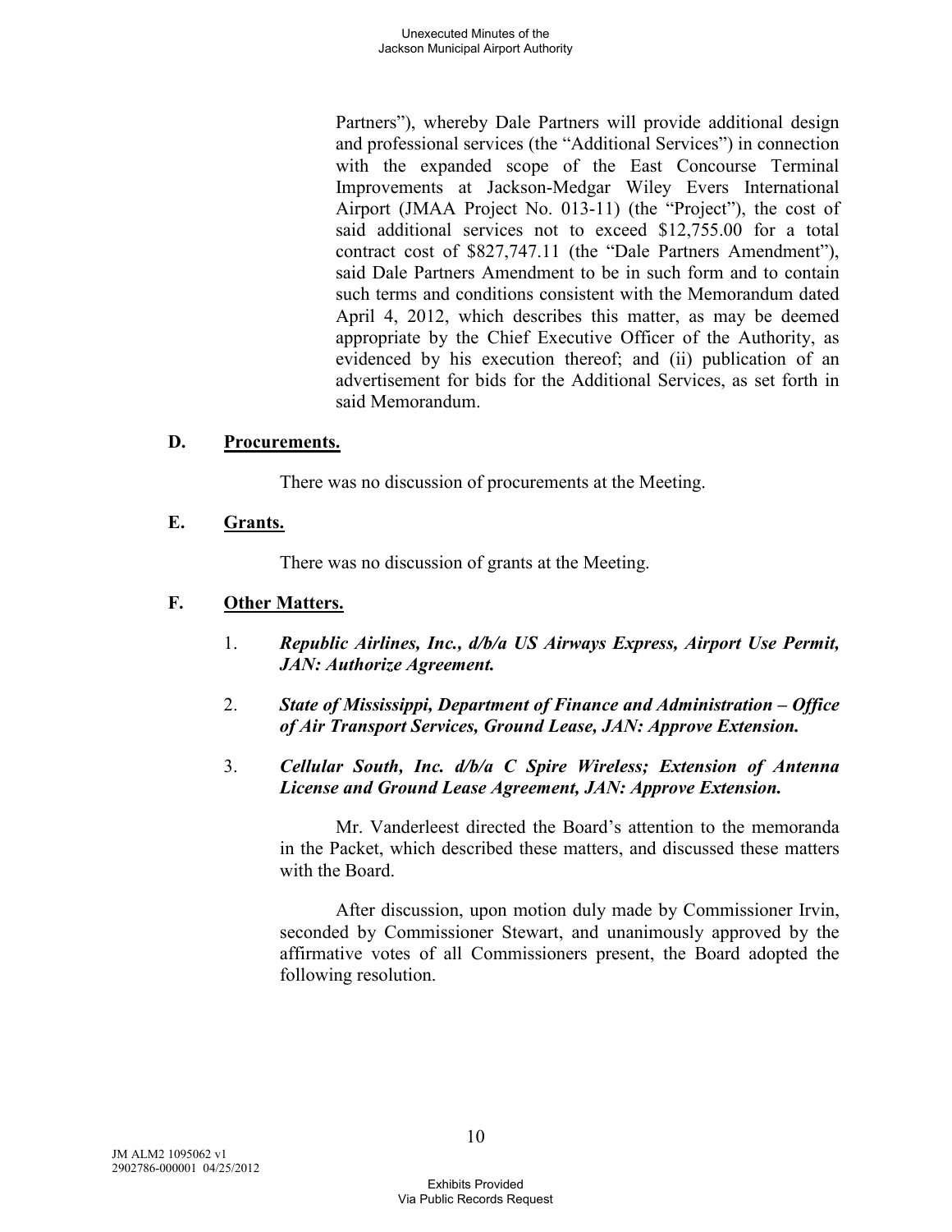Partners"), whereby Dale Partners will provide additional design and professional services (the "Additional Services") in connection with the expanded scope of the East Concourse Terminal Improvements at Jackson-Medgar Wiley Evers International Airport (JMAA Project No. 013-11) (the "Project"), the cost of said additional services not to exceed $12,755.00 for a total contract cost of $827,747.11 (the "Dale Partners Amendment"), said Dale Partners Amendment to be in such form and to contain such terms and conditions consistent with the Memorandum dated April 4, 2012, which describes this matter, as may be deemed appropriate by the Chief Executive Officer of the Authority, as evidenced by his execution thereof; and (ii) publication of an advertisement for bids for the Additional Services, as set forth in said Memorandum.

**D. Procurements.**

There was no discussion of procurements at the Meeting.

**E. Grants.**

There was no discussion of grants at the Meeting.

**F. Other Matters.**

1. ***Republic Airlines, Inc., d/b/a US Airways Express, Airport Use Permit, JAN: Authorize Agreement.***

2. ***State of Mississippi, Department of Finance and Administration – Office of Air Transport Services, Ground Lease, JAN: Approve Extension.***

3. ***Cellular South, Inc. d/b/a C Spire Wireless; Extension of Antenna License and Ground Lease Agreement, JAN: Approve Extension.***

Mr. Vanderleest directed the Board's attention to the memoranda in the Packet, which described these matters, and discussed these matters with the Board.

After discussion, upon motion duly made by Commissioner Irvin, seconded by Commissioner Stewart, and unanimously approved by the affirmative votes of all Commissioners present, the Board adopted the following resolution.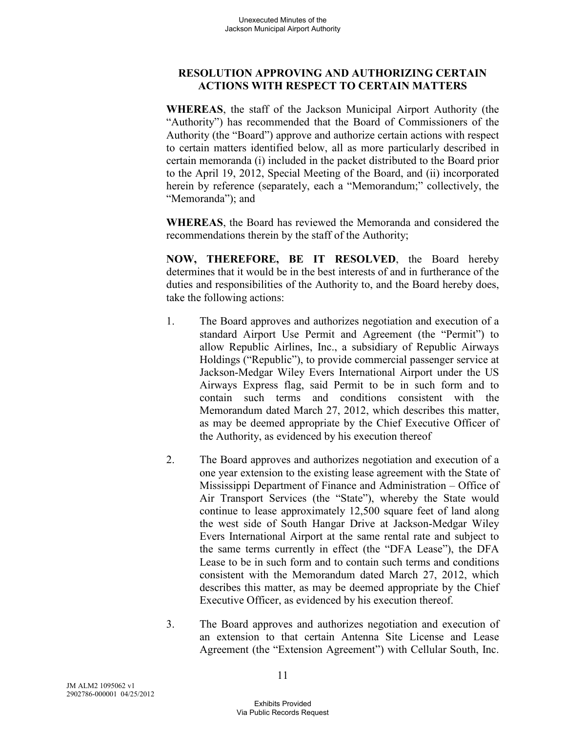## RESOLUTION APPROVING AND AUTHORIZING CERTAIN ACTIONS WITH RESPECT TO CERTAIN MATTERS

**WHEREAS**, the staff of the Jackson Municipal Airport Authority (the "Authority") has recommended that the Board of Commissioners of the Authority (the "Board") approve and authorize certain actions with respect to certain matters identified below, all as more particularly described in certain memoranda (i) included in the packet distributed to the Board prior to the April 19, 2012, Special Meeting of the Board, and (ii) incorporated herein by reference (separately, each a "Memorandum;" collectively, the "Memoranda"); and

**WHEREAS**, the Board has reviewed the Memoranda and considered the recommendations therein by the staff of the Authority;

**NOW, THEREFORE, BE IT RESOLVED**, the Board hereby determines that it would be in the best interests of and in furtherance of the duties and responsibilities of the Authority to, and the Board hereby does, take the following actions:

1. The Board approves and authorizes negotiation and execution of a standard Airport Use Permit and Agreement (the "Permit") to allow Republic Airlines, Inc., a subsidiary of Republic Airways Holdings ("Republic"), to provide commercial passenger service at Jackson-Medgar Wiley Evers International Airport under the US Airways Express flag, said Permit to be in such form and to contain such terms and conditions consistent with the Memorandum dated March 27, 2012, which describes this matter, as may be deemed appropriate by the Chief Executive Officer of the Authority, as evidenced by his execution thereof

2. The Board approves and authorizes negotiation and execution of a one year extension to the existing lease agreement with the State of Mississippi Department of Finance and Administration – Office of Air Transport Services (the "State"), whereby the State would continue to lease approximately 12,500 square feet of land along the west side of South Hangar Drive at Jackson-Medgar Wiley Evers International Airport at the same rental rate and subject to the same terms currently in effect (the "DFA Lease"), the DFA Lease to be in such form and to contain such terms and conditions consistent with the Memorandum dated March 27, 2012, which describes this matter, as may be deemed appropriate by the Chief Executive Officer, as evidenced by his execution thereof.

3. The Board approves and authorizes negotiation and execution of an extension to that certain Antenna Site License and Lease Agreement (the "Extension Agreement") with Cellular South, Inc.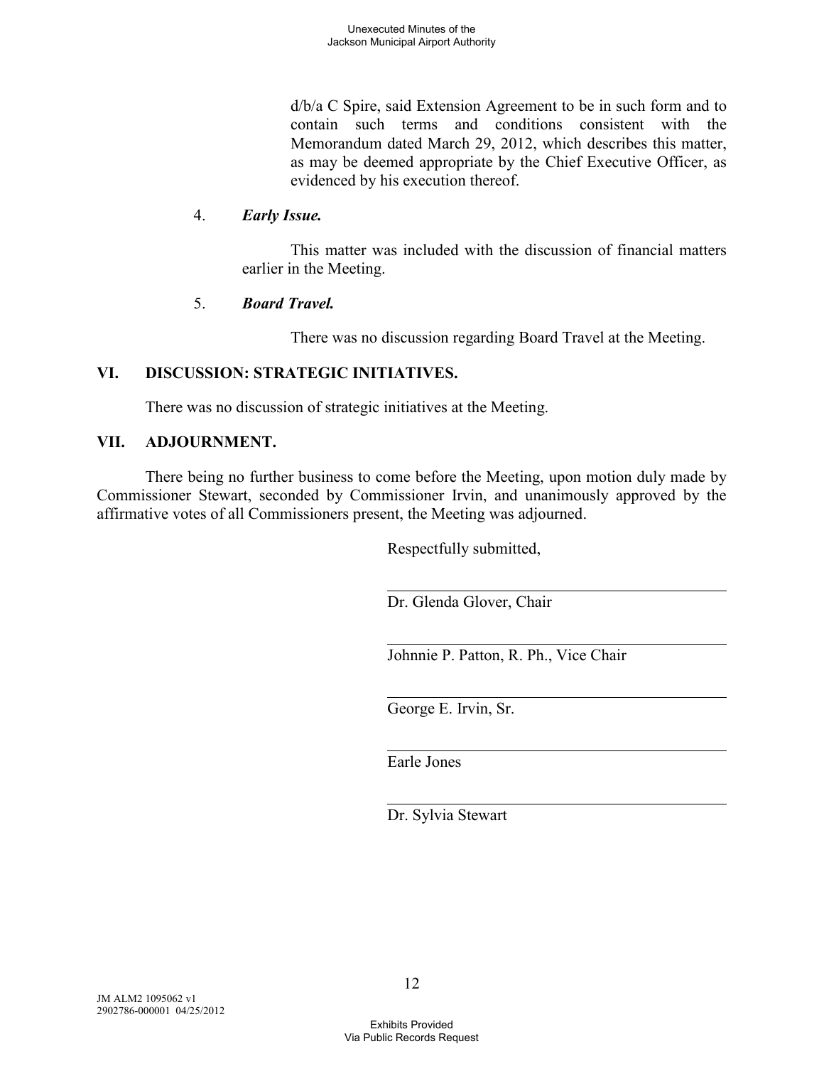d/b/a C Spire, said Extension Agreement to be in such form and to contain such terms and conditions consistent with the Memorandum dated March 29, 2012, which describes this matter, as may be deemed appropriate by the Chief Executive Officer, as evidenced by his execution thereof.

4. ***Early Issue.***

This matter was included with the discussion of financial matters earlier in the Meeting.

5. ***Board Travel.***

There was no discussion regarding Board Travel at the Meeting.

## VI. DISCUSSION: STRATEGIC INITIATIVES.

There was no discussion of strategic initiatives at the Meeting.

## VII. ADJOURNMENT.

There being no further business to come before the Meeting, upon motion duly made by Commissioner Stewart, seconded by Commissioner Irvin, and unanimously approved by the affirmative votes of all Commissioners present, the Meeting was adjourned.

Respectfully submitted,

\_\_\_\_\_\_\_\_\_\_\_\_\_\_\_\_\_\_\_\_\_\_\_\_\_\_\_\_\_\_\_\_\_\_\_\_
Dr. Glenda Glover, Chair

\_\_\_\_\_\_\_\_\_\_\_\_\_\_\_\_\_\_\_\_\_\_\_\_\_\_\_\_\_\_\_\_\_\_\_\_
Johnnie P. Patton, R. Ph., Vice Chair

\_\_\_\_\_\_\_\_\_\_\_\_\_\_\_\_\_\_\_\_\_\_\_\_\_\_\_\_\_\_\_\_\_\_\_\_
George E. Irvin, Sr.

\_\_\_\_\_\_\_\_\_\_\_\_\_\_\_\_\_\_\_\_\_\_\_\_\_\_\_\_\_\_\_\_\_\_\_\_
Earle Jones

\_\_\_\_\_\_\_\_\_\_\_\_\_\_\_\_\_\_\_\_\_\_\_\_\_\_\_\_\_\_\_\_\_\_\_\_
Dr. Sylvia Stewart